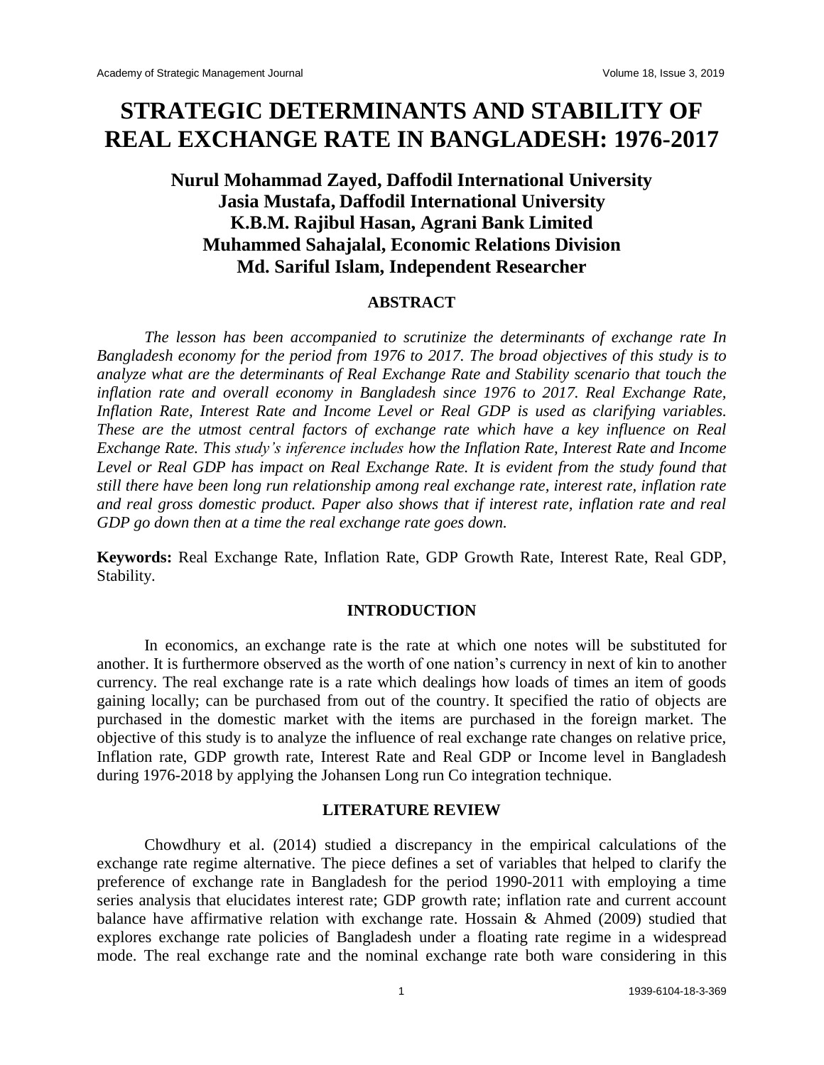# STRATEGIC DETERMINANTS AND STABILITY OF REAL EXCHANGE RATE IN BANGLADESH: 1976-2017

**Nurul Mohammad Zayed, Daffodil International University**
**Jasia Mustafa, Daffodil International University**
**K.B.M. Rajibul Hasan, Agrani Bank Limited**
**Muhammed Sahajalal, Economic Relations Division**
**Md. Sariful Islam, Independent Researcher**

## ABSTRACT

*The lesson has been accompanied to scrutinize the determinants of exchange rate In Bangladesh economy for the period from 1976 to 2017. The broad objectives of this study is to analyze what are the determinants of Real Exchange Rate and Stability scenario that touch the inflation rate and overall economy in Bangladesh since 1976 to 2017. Real Exchange Rate, Inflation Rate, Interest Rate and Income Level or Real GDP is used as clarifying variables. These are the utmost central factors of exchange rate which have a key influence on Real Exchange Rate. This study's inference includes how the Inflation Rate, Interest Rate and Income Level or Real GDP has impact on Real Exchange Rate. It is evident from the study found that still there have been long run relationship among real exchange rate, interest rate, inflation rate and real gross domestic product. Paper also shows that if interest rate, inflation rate and real GDP go down then at a time the real exchange rate goes down.*

**Keywords:** Real Exchange Rate, Inflation Rate, GDP Growth Rate, Interest Rate, Real GDP, Stability.

## INTRODUCTION

In economics, an exchange rate is the rate at which one notes will be substituted for another. It is furthermore observed as the worth of one nation's currency in next of kin to another currency. The real exchange rate is a rate which dealings how loads of times an item of goods gaining locally; can be purchased from out of the country. It specified the ratio of objects are purchased in the domestic market with the items are purchased in the foreign market. The objective of this study is to analyze the influence of real exchange rate changes on relative price, Inflation rate, GDP growth rate, Interest Rate and Real GDP or Income level in Bangladesh during 1976-2018 by applying the Johansen Long run Co integration technique.

## LITERATURE REVIEW

Chowdhury et al. (2014) studied a discrepancy in the empirical calculations of the exchange rate regime alternative. The piece defines a set of variables that helped to clarify the preference of exchange rate in Bangladesh for the period 1990-2011 with employing a time series analysis that elucidates interest rate; GDP growth rate; inflation rate and current account balance have affirmative relation with exchange rate. Hossain & Ahmed (2009) studied that explores exchange rate policies of Bangladesh under a floating rate regime in a widespread mode. The real exchange rate and the nominal exchange rate both ware considering in this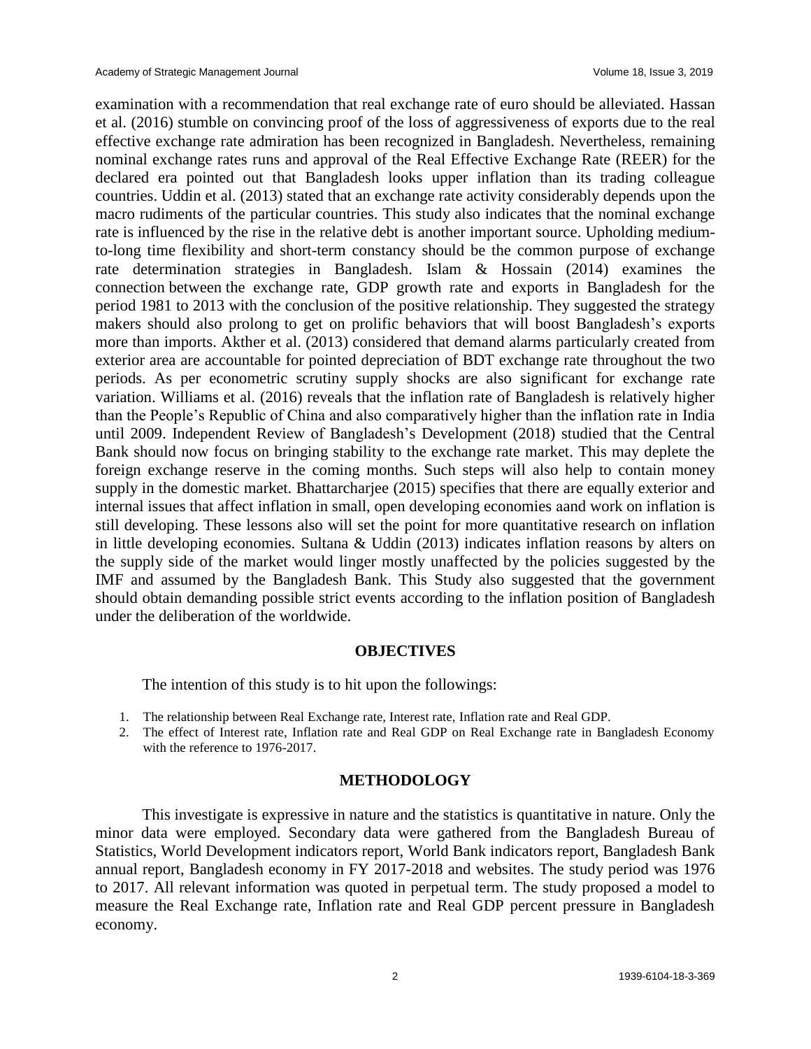examination with a recommendation that real exchange rate of euro should be alleviated. Hassan et al. (2016) stumble on convincing proof of the loss of aggressiveness of exports due to the real effective exchange rate admiration has been recognized in Bangladesh. Nevertheless, remaining nominal exchange rates runs and approval of the Real Effective Exchange Rate (REER) for the declared era pointed out that Bangladesh looks upper inflation than its trading colleague countries. Uddin et al. (2013) stated that an exchange rate activity considerably depends upon the macro rudiments of the particular countries. This study also indicates that the nominal exchange rate is influenced by the rise in the relative debt is another important source. Upholding medium-to-long time flexibility and short-term constancy should be the common purpose of exchange rate determination strategies in Bangladesh. Islam & Hossain (2014) examines the connection between the exchange rate, GDP growth rate and exports in Bangladesh for the period 1981 to 2013 with the conclusion of the positive relationship. They suggested the strategy makers should also prolong to get on prolific behaviors that will boost Bangladesh's exports more than imports. Akther et al. (2013) considered that demand alarms particularly created from exterior area are accountable for pointed depreciation of BDT exchange rate throughout the two periods. As per econometric scrutiny supply shocks are also significant for exchange rate variation. Williams et al. (2016) reveals that the inflation rate of Bangladesh is relatively higher than the People's Republic of China and also comparatively higher than the inflation rate in India until 2009. Independent Review of Bangladesh's Development (2018) studied that the Central Bank should now focus on bringing stability to the exchange rate market. This may deplete the foreign exchange reserve in the coming months. Such steps will also help to contain money supply in the domestic market. Bhattarcharjee (2015) specifies that there are equally exterior and internal issues that affect inflation in small, open developing economies aand work on inflation is still developing. These lessons also will set the point for more quantitative research on inflation in little developing economies. Sultana & Uddin (2013) indicates inflation reasons by alters on the supply side of the market would linger mostly unaffected by the policies suggested by the IMF and assumed by the Bangladesh Bank. This Study also suggested that the government should obtain demanding possible strict events according to the inflation position of Bangladesh under the deliberation of the worldwide.

## OBJECTIVES

The intention of this study is to hit upon the followings:

1. The relationship between Real Exchange rate, Interest rate, Inflation rate and Real GDP.
2. The effect of Interest rate, Inflation rate and Real GDP on Real Exchange rate in Bangladesh Economy with the reference to 1976-2017.

## METHODOLOGY

This investigate is expressive in nature and the statistics is quantitative in nature. Only the minor data were employed. Secondary data were gathered from the Bangladesh Bureau of Statistics, World Development indicators report, World Bank indicators report, Bangladesh Bank annual report, Bangladesh economy in FY 2017-2018 and websites. The study period was 1976 to 2017. All relevant information was quoted in perpetual term. The study proposed a model to measure the Real Exchange rate, Inflation rate and Real GDP percent pressure in Bangladesh economy.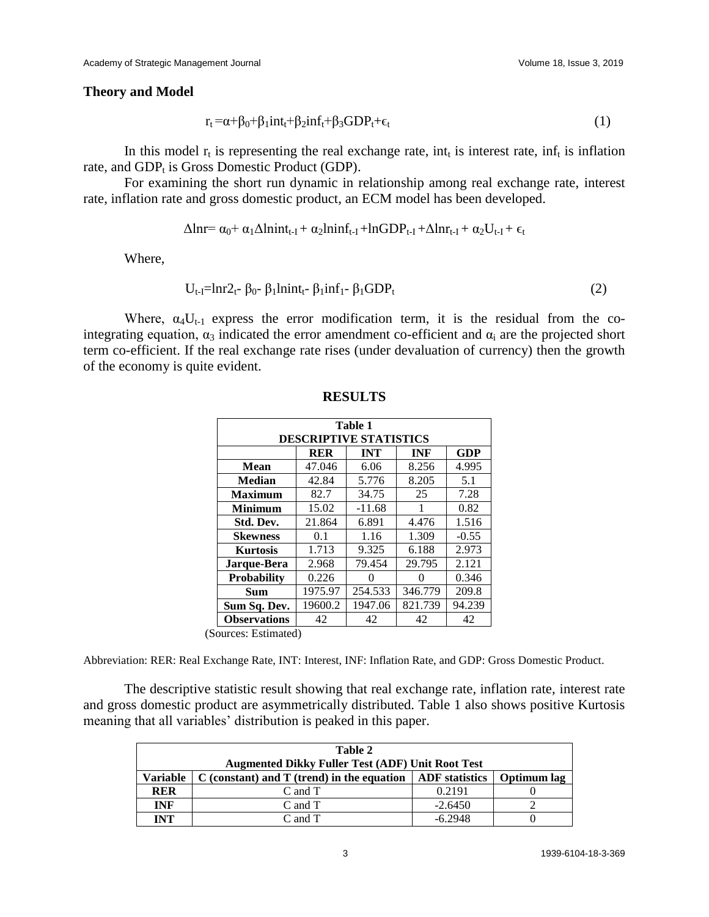## Theory and Model

$$r_t = \alpha + \beta_0 + \beta_1 int_t + \beta_2 inf_t + \beta_3 GDP_t + \epsilon_t \quad (1)$$

In this model $r_t$ is representing the real exchange rate, $int_t$ is interest rate, $inf_t$ is inflation rate, and $GDP_t$ is Gross Domestic Product (GDP).

For examining the short run dynamic in relationship among real exchange rate, interest rate, inflation rate and gross domestic product, an ECM model has been developed.

$$\Delta lnr = \alpha_0 + \alpha_1 \Delta lnint_{t-I} + \alpha_2 lninf_{t-I} + lnGDP_{t-I} + \Delta lnr_{t-I} + \alpha_2 U_{t-I} + \epsilon_t$$

Where,

$$U_{t-I} = lnr2_t - \beta_0 - \beta_1 lnint_t - \beta_1 inf_1 - \beta_1 GDP_t \quad (2)$$

Where, $\alpha_4 U_{t-1}$ express the error modification term, it is the residual from the co-integrating equation, $\alpha_3$ indicated the error amendment co-efficient and $\alpha_i$ are the projected short term co-efficient. If the real exchange rate rises (under devaluation of currency) then the growth of the economy is quite evident.

## RESULTS

**Table 1**
**DESCRIPTIVE STATISTICS**

| | RER | INT | INF | GDP |
|---|---|---|---|---|
| **Mean** | 47.046 | 6.06 | 8.256 | 4.995 |
| **Median** | 42.84 | 5.776 | 8.205 | 5.1 |
| **Maximum** | 82.7 | 34.75 | 25 | 7.28 |
| **Minimum** | 15.02 | -11.68 | 1 | 0.82 |
| **Std. Dev.** | 21.864 | 6.891 | 4.476 | 1.516 |
| **Skewness** | 0.1 | 1.16 | 1.309 | -0.55 |
| **Kurtosis** | 1.713 | 9.325 | 6.188 | 2.973 |
| **Jarque-Bera** | 2.968 | 79.454 | 29.795 | 2.121 |
| **Probability** | 0.226 | 0 | 0 | 0.346 |
| **Sum** | 1975.97 | 254.533 | 346.779 | 209.8 |
| **Sum Sq. Dev.** | 19600.2 | 1947.06 | 821.739 | 94.239 |
| **Observations** | 42 | 42 | 42 | 42 |

(Sources: Estimated)

Abbreviation: RER: Real Exchange Rate, INT: Interest, INF: Inflation Rate, and GDP: Gross Domestic Product.

The descriptive statistic result showing that real exchange rate, inflation rate, interest rate and gross domestic product are asymmetrically distributed. Table 1 also shows positive Kurtosis meaning that all variables' distribution is peaked in this paper.

**Table 2**
**Augmented Dikky Fuller Test (ADF) Unit Root Test**

| Variable | C (constant) and T (trend) in the equation | ADF statistics | Optimum lag |
|---|---|---|---|
| **RER** | C and T | 0.2191 | 0 |
| **INF** | C and T | -2.6450 | 2 |
| **INT** | C and T | -6.2948 | 0 |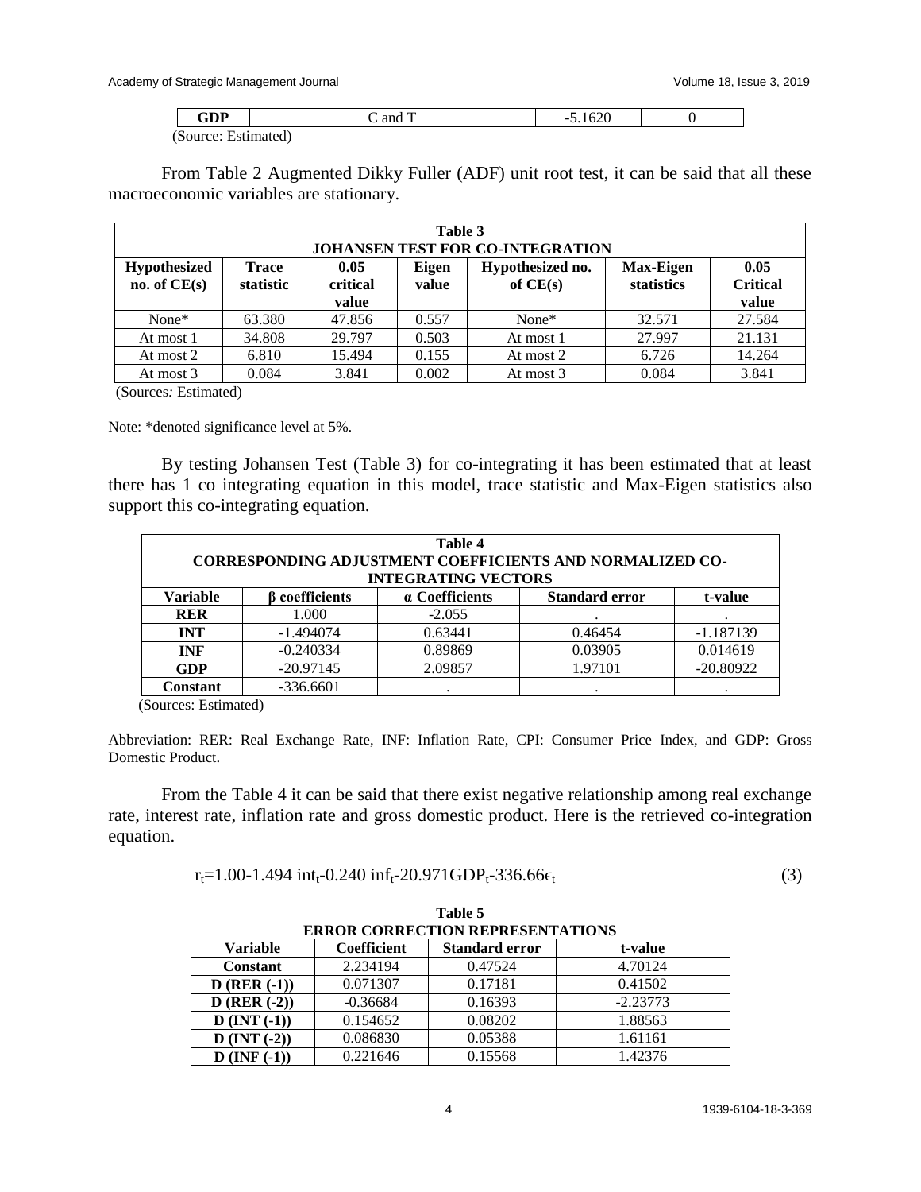| GDP | C and T | -5.1620 | 0 |
|---|---|---|---|

(Source: Estimated)

From Table 2 Augmented Dikky Fuller (ADF) unit root test, it can be said that all these macroeconomic variables are stationary.

**Table 3**
**JOHANSEN TEST FOR CO-INTEGRATION**

| Hypothesized no. of CE(s) | Trace statistic | 0.05 critical value | Eigen value | Hypothesized no. of CE(s) | Max-Eigen statistics | 0.05 Critical value |
|---|---|---|---|---|---|---|
| None* | 63.380 | 47.856 | 0.557 | None* | 32.571 | 27.584 |
| At most 1 | 34.808 | 29.797 | 0.503 | At most 1 | 27.997 | 21.131 |
| At most 2 | 6.810 | 15.494 | 0.155 | At most 2 | 6.726 | 14.264 |
| At most 3 | 0.084 | 3.841 | 0.002 | At most 3 | 0.084 | 3.841 |

(Sources: Estimated)

Note: *denoted significance level at 5%.

By testing Johansen Test (Table 3) for co-integrating it has been estimated that at least there has 1 co integrating equation in this model, trace statistic and Max-Eigen statistics also support this co-integrating equation.

**Table 4**
**CORRESPONDING ADJUSTMENT COEFFICIENTS AND NORMALIZED CO-INTEGRATING VECTORS**

| Variable | β coefficients | α Coefficients | Standard error | t-value |
|---|---|---|---|---|
| **RER** | 1.000 | -2.055 | . | . |
| **INT** | -1.494074 | 0.63441 | 0.46454 | -1.187139 |
| **INF** | -0.240334 | 0.89869 | 0.03905 | 0.014619 |
| **GDP** | -20.97145 | 2.09857 | 1.97101 | -20.80922 |
| **Constant** | -336.6601 | . | . | . |

(Sources: Estimated)

Abbreviation: RER: Real Exchange Rate, INF: Inflation Rate, CPI: Consumer Price Index, and GDP: Gross Domestic Product.

From the Table 4 it can be said that there exist negative relationship among real exchange rate, interest rate, inflation rate and gross domestic product. Here is the retrieved co-integration equation.

$$r_t=1.00-1.494\ int_t-0.240\ inf_t-20.971GDP_t-336.66\epsilon_t \tag{3}$$

**Table 5**
**ERROR CORRECTION REPRESENTATIONS**

| Variable | Coefficient | Standard error | t-value |
|---|---|---|---|
| **Constant** | 2.234194 | 0.47524 | 4.70124 |
| **D (RER (-1))** | 0.071307 | 0.17181 | 0.41502 |
| **D (RER (-2))** | -0.36684 | 0.16393 | -2.23773 |
| **D (INT (-1))** | 0.154652 | 0.08202 | 1.88563 |
| **D (INT (-2))** | 0.086830 | 0.05388 | 1.61161 |
| **D (INF (-1))** | 0.221646 | 0.15568 | 1.42376 |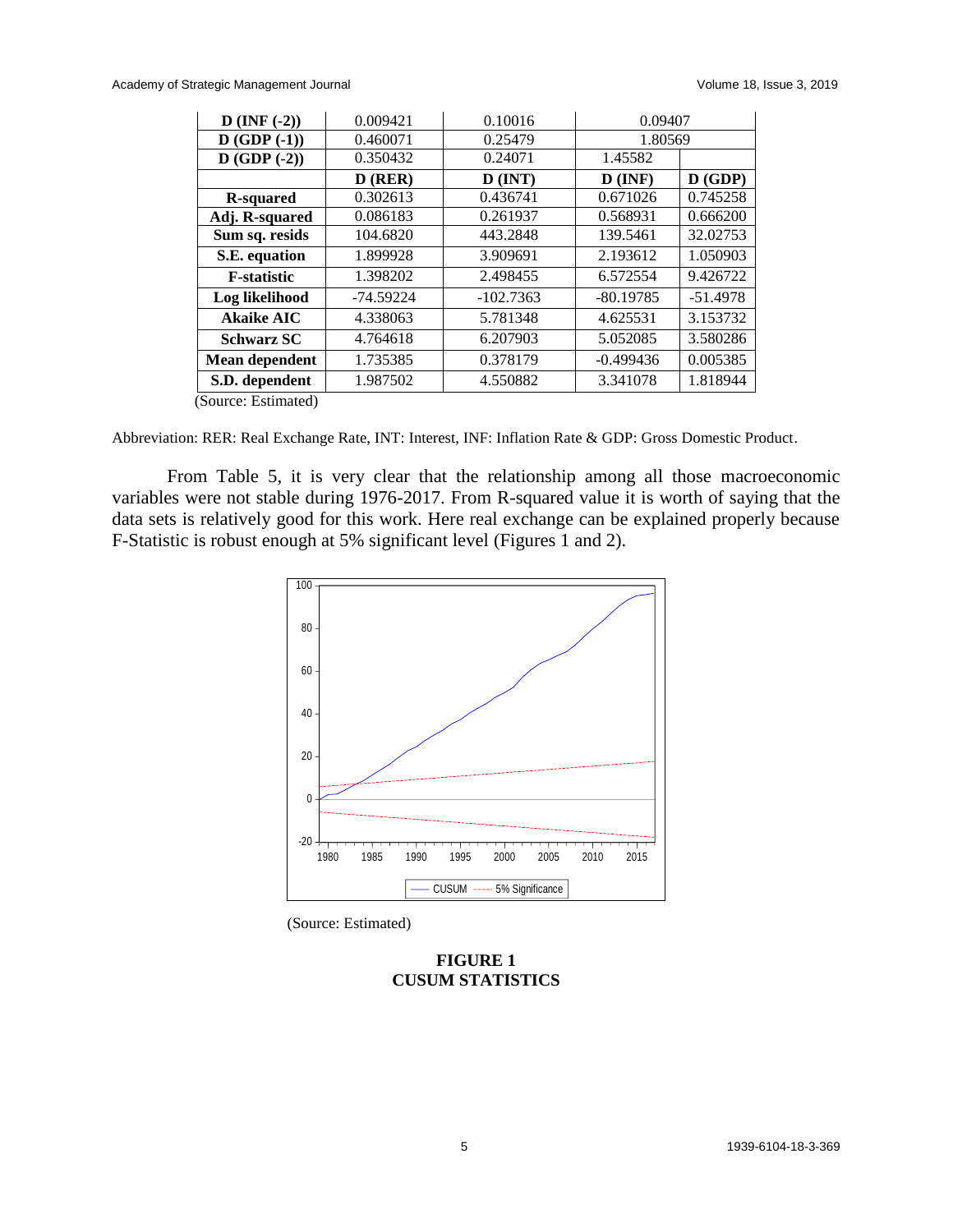| | | | | |
|---|---|---|---|---|
| **D (INF (-2))** | 0.009421 | 0.10016 | 0.09407 | |
| **D (GDP (-1))** | 0.460071 | 0.25479 | 1.80569 | |
| **D (GDP (-2))** | 0.350432 | 0.24071 | 1.45582 | |
| | **D (RER)** | **D (INT)** | **D (INF)** | **D (GDP)** |
| **R-squared** | 0.302613 | 0.436741 | 0.671026 | 0.745258 |
| **Adj. R-squared** | 0.086183 | 0.261937 | 0.568931 | 0.666200 |
| **Sum sq. resids** | 104.6820 | 443.2848 | 139.5461 | 32.02753 |
| **S.E. equation** | 1.899928 | 3.909691 | 2.193612 | 1.050903 |
| **F-statistic** | 1.398202 | 2.498455 | 6.572554 | 9.426722 |
| **Log likelihood** | -74.59224 | -102.7363 | -80.19785 | -51.4978 |
| **Akaike AIC** | 4.338063 | 5.781348 | 4.625531 | 3.153732 |
| **Schwarz SC** | 4.764618 | 6.207903 | 5.052085 | 3.580286 |
| **Mean dependent** | 1.735385 | 0.378179 | -0.499436 | 0.005385 |
| **S.D. dependent** | 1.987502 | 4.550882 | 3.341078 | 1.818944 |

(Source: Estimated)

Abbreviation: RER: Real Exchange Rate, INT: Interest, INF: Inflation Rate & GDP: Gross Domestic Product.

From Table 5, it is very clear that the relationship among all those macroeconomic variables were not stable during 1976-2017. From R-squared value it is worth of saying that the data sets is relatively good for this work. Here real exchange can be explained properly because F-Statistic is robust enough at 5% significant level (Figures 1 and 2).

(Source: Estimated)

**FIGURE 1**
**CUSUM STATISTICS**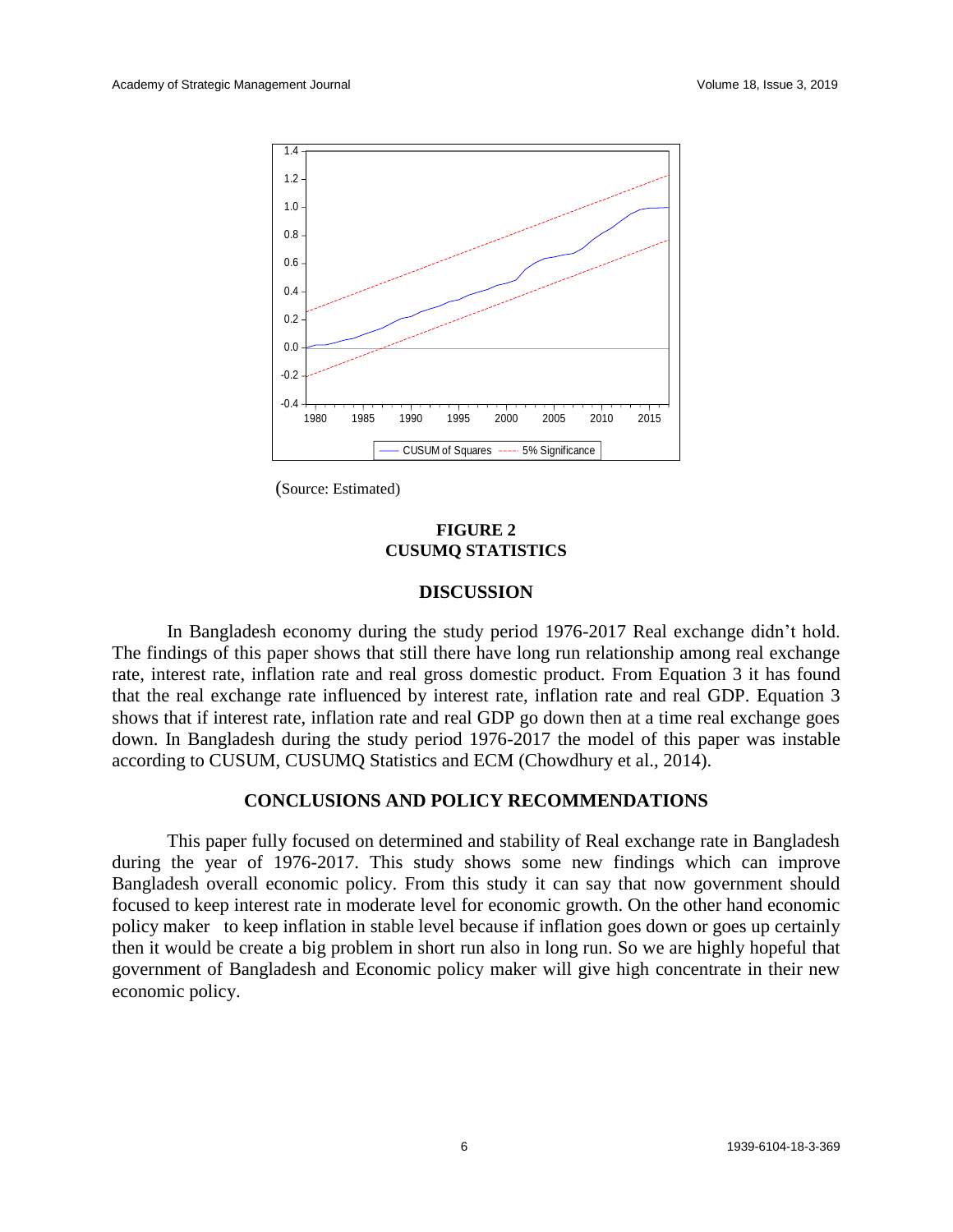(Source: Estimated)

**FIGURE 2**
**CUSUMQ STATISTICS**

## DISCUSSION

In Bangladesh economy during the study period 1976-2017 Real exchange didn't hold. The findings of this paper shows that still there have long run relationship among real exchange rate, interest rate, inflation rate and real gross domestic product. From Equation 3 it has found that the real exchange rate influenced by interest rate, inflation rate and real GDP. Equation 3 shows that if interest rate, inflation rate and real GDP go down then at a time real exchange goes down. In Bangladesh during the study period 1976-2017 the model of this paper was instable according to CUSUM, CUSUMQ Statistics and ECM (Chowdhury et al., 2014).

## CONCLUSIONS AND POLICY RECOMMENDATIONS

This paper fully focused on determined and stability of Real exchange rate in Bangladesh during the year of 1976-2017. This study shows some new findings which can improve Bangladesh overall economic policy. From this study it can say that now government should focused to keep interest rate in moderate level for economic growth. On the other hand economic policy maker to keep inflation in stable level because if inflation goes down or goes up certainly then it would be create a big problem in short run also in long run. So we are highly hopeful that government of Bangladesh and Economic policy maker will give high concentrate in their new economic policy.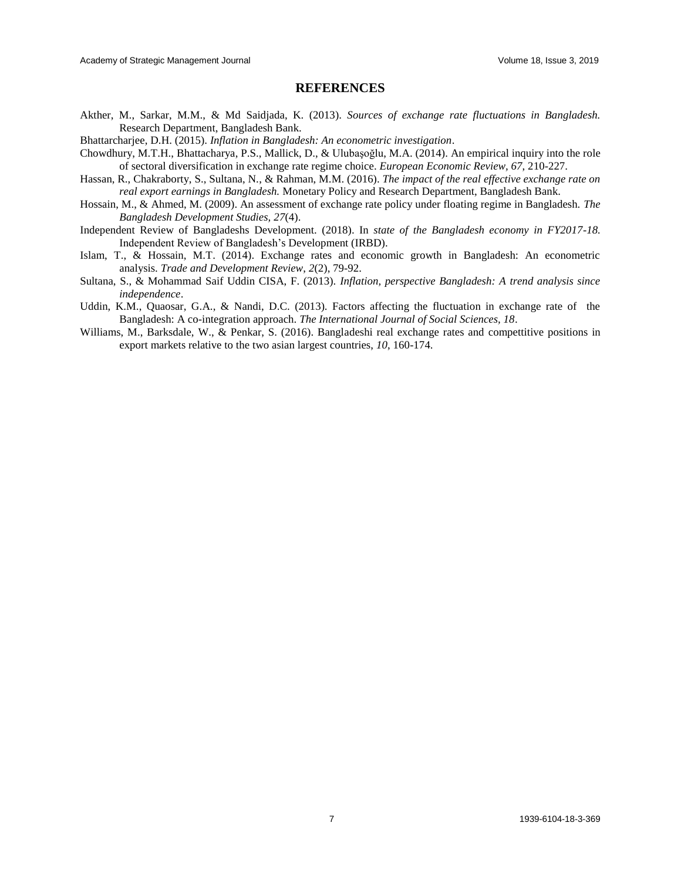## REFERENCES

Akther, M., Sarkar, M.M., & Md Saidjada, K. (2013). *Sources of exchange rate fluctuations in Bangladesh.* Research Department, Bangladesh Bank.

Bhattarcharjee, D.H. (2015). *Inflation in Bangladesh: An econometric investigation*.

Chowdhury, M.T.H., Bhattacharya, P.S., Mallick, D., & Ulubaşoğlu, M.A. (2014). An empirical inquiry into the role of sectoral diversification in exchange rate regime choice. *European Economic Review, 67*, 210-227.

Hassan, R., Chakraborty, S., Sultana, N., & Rahman, M.M. (2016). *The impact of the real effective exchange rate on real export earnings in Bangladesh.* Monetary Policy and Research Department, Bangladesh Bank.

Hossain, M., & Ahmed, M. (2009). An assessment of exchange rate policy under floating regime in Bangladesh. *The Bangladesh Development Studies, 27*(4).

Independent Review of Bangladeshs Development. (2018). In *state of the Bangladesh economy in FY2017-18.* Independent Review of Bangladesh's Development (IRBD).

Islam, T., & Hossain, M.T. (2014). Exchange rates and economic growth in Bangladesh: An econometric analysis. *Trade and Development Review, 2*(2), 79-92.

Sultana, S., & Mohammad Saif Uddin CISA, F. (2013). *Inflation, perspective Bangladesh: A trend analysis since independence*.

Uddin, K.M., Quaosar, G.A., & Nandi, D.C. (2013). Factors affecting the fluctuation in exchange rate of the Bangladesh: A co-integration approach. *The International Journal of Social Sciences, 18*.

Williams, M., Barksdale, W., & Penkar, S. (2016). Bangladeshi real exchange rates and compettitive positions in export markets relative to the two asian largest countries, *10*, 160-174.